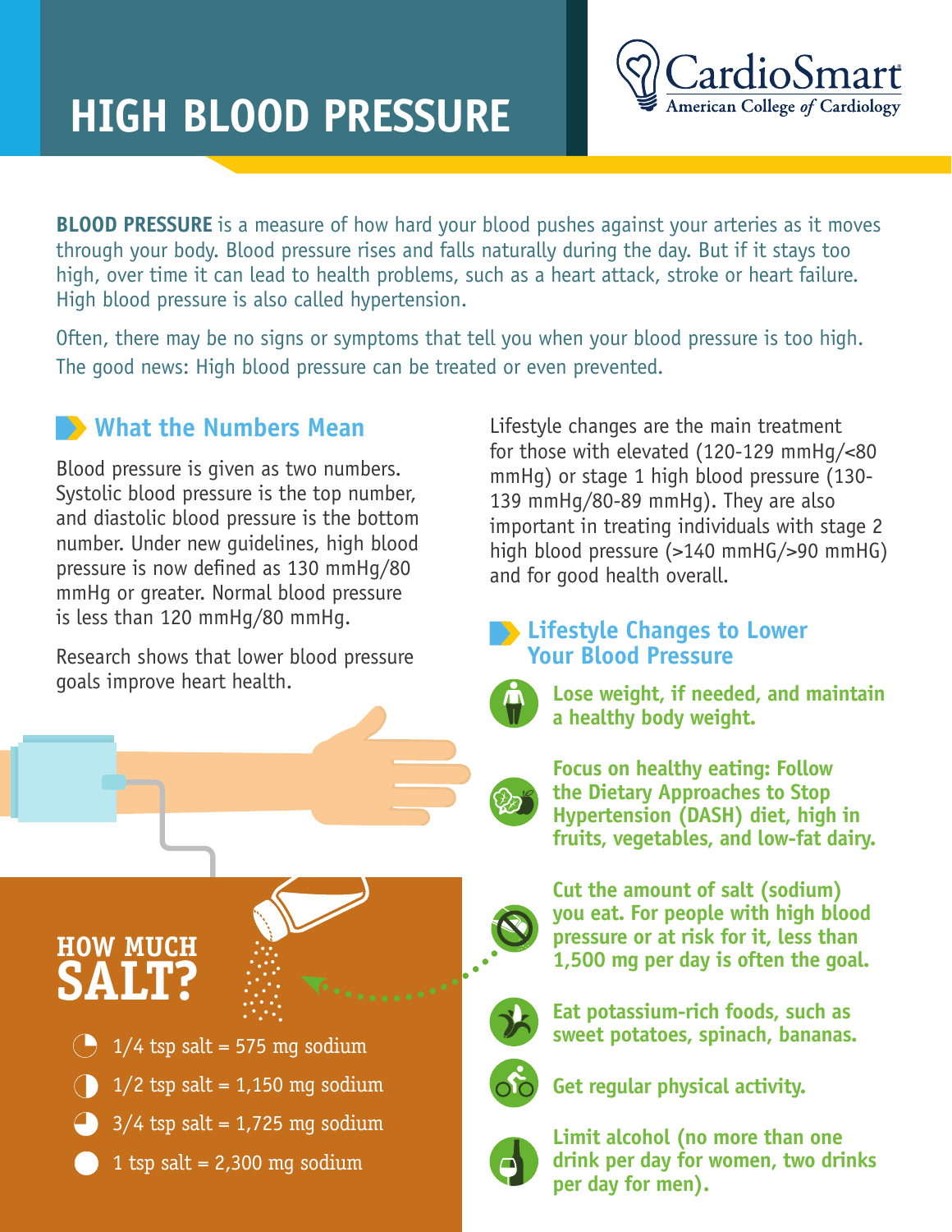# HIGH BLOOD PRESSURE

CardioSmart
American College of Cardiology

**BLOOD PRESSURE** is a measure of how hard your blood pushes against your arteries as it moves through your body. Blood pressure rises and falls naturally during the day. But if it stays too high, over time it can lead to health problems, such as a heart attack, stroke or heart failure. High blood pressure is also called hypertension.

Often, there may be no signs or symptoms that tell you when your blood pressure is too high. The good news: High blood pressure can be treated or even prevented.

## What the Numbers Mean

Blood pressure is given as two numbers. Systolic blood pressure is the top number, and diastolic blood pressure is the bottom number. Under new guidelines, high blood pressure is now defined as 130 mmHg/80 mmHg or greater. Normal blood pressure is less than 120 mmHg/80 mmHg.

Research shows that lower blood pressure goals improve heart health.

Lifestyle changes are the main treatment for those with elevated (120-129 mmHg/<80 mmHg) or stage 1 high blood pressure (130-139 mmHg/80-89 mmHg). They are also important in treating individuals with stage 2 high blood pressure (>140 mmHG/>90 mmHG) and for good health overall.

## HOW MUCH SALT?

- 1/4 tsp salt = 575 mg sodium
- 1/2 tsp salt = 1,150 mg sodium
- 3/4 tsp salt = 1,725 mg sodium
- 1 tsp salt = 2,300 mg sodium

## Lifestyle Changes to Lower Your Blood Pressure

- **Lose weight, if needed, and maintain a healthy body weight.**
- **Focus on healthy eating: Follow the Dietary Approaches to Stop Hypertension (DASH) diet, high in fruits, vegetables, and low-fat dairy.**
- **Cut the amount of salt (sodium) you eat. For people with high blood pressure or at risk for it, less than 1,500 mg per day is often the goal.**
- **Eat potassium-rich foods, such as sweet potatoes, spinach, bananas.**
- **Get regular physical activity.**
- **Limit alcohol (no more than one drink per day for women, two drinks per day for men).**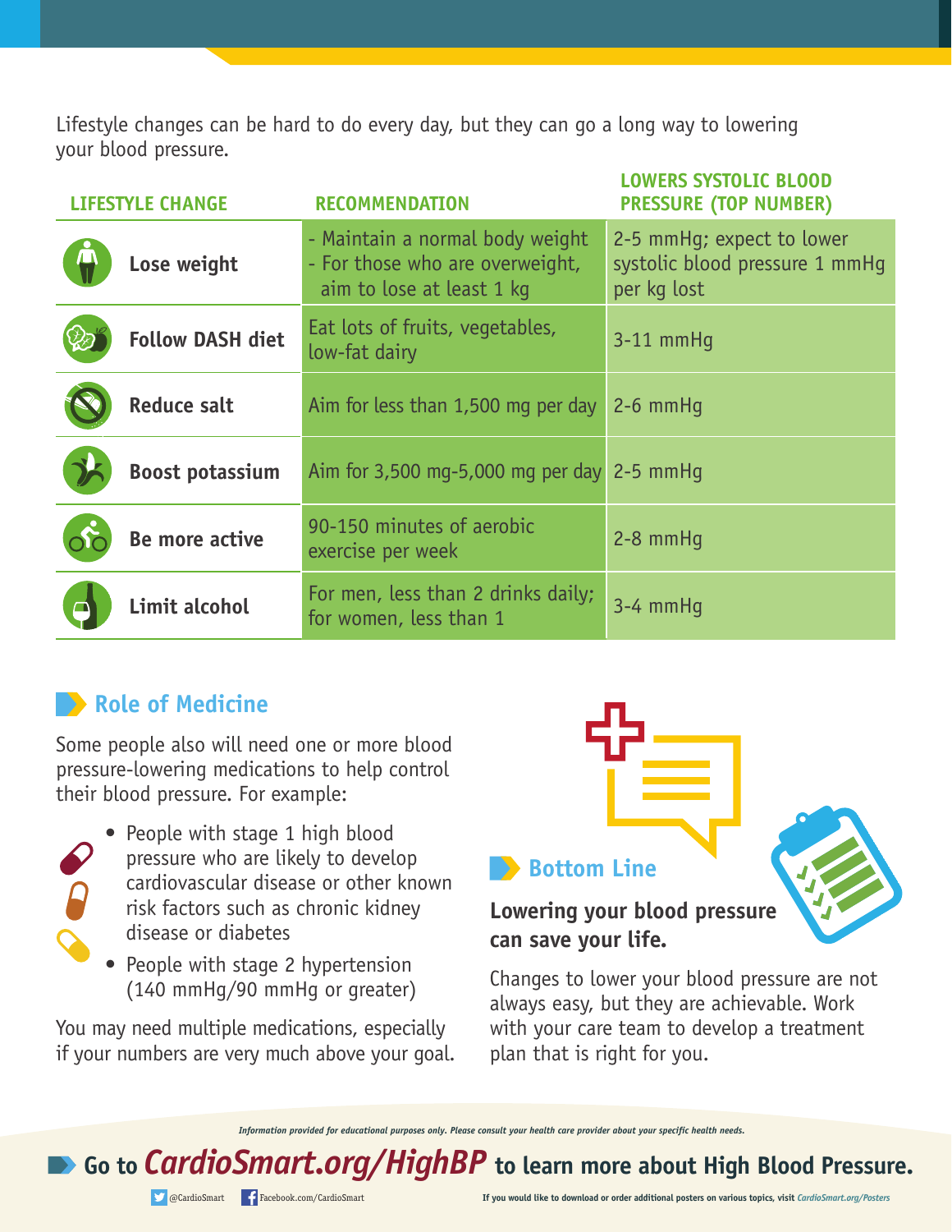Lifestyle changes can be hard to do every day, but they can go a long way to lowering your blood pressure.

| LIFESTYLE CHANGE | RECOMMENDATION | LOWERS SYSTOLIC BLOOD PRESSURE (TOP NUMBER) |
| --- | --- | --- |
| **Lose weight** | - Maintain a normal body weight<br>- For those who are overweight, aim to lose at least 1 kg | 2-5 mmHg; expect to lower systolic blood pressure 1 mmHg per kg lost |
| **Follow DASH diet** | Eat lots of fruits, vegetables, low-fat dairy | 3-11 mmHg |
| **Reduce salt** | Aim for less than 1,500 mg per day | 2-6 mmHg |
| **Boost potassium** | Aim for 3,500 mg-5,000 mg per day | 2-5 mmHg |
| **Be more active** | 90-150 minutes of aerobic exercise per week | 2-8 mmHg |
| **Limit alcohol** | For men, less than 2 drinks daily; for women, less than 1 | 3-4 mmHg |

## Role of Medicine

Some people also will need one or more blood pressure-lowering medications to help control their blood pressure. For example:

- People with stage 1 high blood pressure who are likely to develop cardiovascular disease or other known risk factors such as chronic kidney disease or diabetes
- People with stage 2 hypertension (140 mmHg/90 mmHg or greater)

You may need multiple medications, especially if your numbers are very much above your goal.

## Bottom Line

**Lowering your blood pressure can save your life.**

Changes to lower your blood pressure are not always easy, but they are achievable. Work with your care team to develop a treatment plan that is right for you.

*Information provided for educational purposes only. Please consult your health care provider about your specific health needs.*

**Go to *CardioSmart.org/HighBP* to learn more about High Blood Pressure.**

@CardioSmart Facebook.com/CardioSmart

If you would like to download or order additional posters on various topics, visit *CardioSmart.org/Posters*